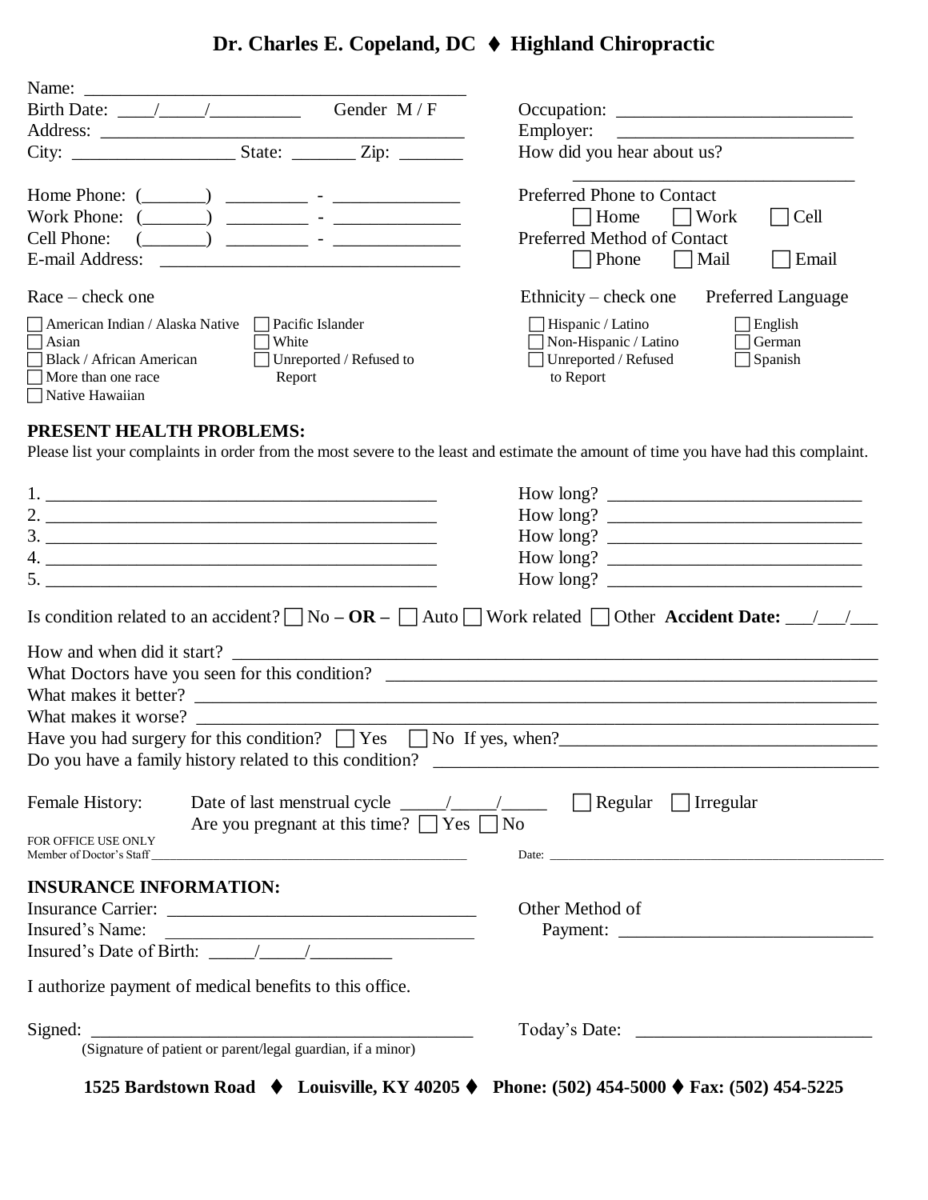# Dr. Charles E. Copeland, DC ♦ Highland Chiropractic

Name: ___________________________________________

Birth Date: ____/_____/__________ Gender M / F

Address: ___________________________________________

City: __________________ State: _______ Zip: _______

Occupation: __________________________

Employer: __________________________

How did you hear about us? ______________________________

Home Phone: (_______) _________ - ______________

Work Phone: (_______) _________ - ______________

Cell Phone: (_______) _________ - ______________

E-mail Address: _________________________________

Preferred Phone to Contact
☐ Home ☐ Work ☐ Cell

Preferred Method of Contact
☐ Phone ☐ Mail ☐ Email

Race – check one

☐ American Indian / Alaska Native
☐ Asian
☐ Black / African American
☐ More than one race
☐ Native Hawaiian
☐ Pacific Islander
☐ White
☐ Unreported / Refused to Report

Ethnicity – check one

☐ Hispanic / Latino
☐ Non-Hispanic / Latino
☐ Unreported / Refused to Report

Preferred Language

☐ English
☐ German
☐ Spanish

## PRESENT HEALTH PROBLEMS:

Please list your complaints in order from the most severe to the least and estimate the amount of time you have had this complaint.

1. _____________________________________________ How long? ____________________________
2. _____________________________________________ How long? ____________________________
3. _____________________________________________ How long? ____________________________
4. _____________________________________________ How long? ____________________________
5. _____________________________________________ How long? ____________________________

Is condition related to an accident? ☐ No **– OR –** ☐ Auto ☐ Work related ☐ Other **Accident Date:** ___/___/___

How and when did it start? ________________________________________________________________________

What Doctors have you seen for this condition? _______________________________________________________

What makes it better? ____________________________________________________________________________

What makes it worse? ____________________________________________________________________________

Have you had surgery for this condition? ☐ Yes ☐ No If yes, when?___________________________________

Do you have a family history related to this condition? _______________________________________________

Female History: Date of last menstrual cycle _____/_____/_____ ☐ Regular ☐ Irregular

Are you pregnant at this time? ☐ Yes ☐ No

FOR OFFICE USE ONLY

Member of Doctor's Staff ____________________________________________ Date: ____________________________________________

## INSURANCE INFORMATION:

Insurance Carrier: __________________________________

Insured's Name: __________________________________

Insured's Date of Birth: _____/_____/_________

Other Method of Payment: ____________________________

I authorize payment of medical benefits to this office.

Signed: ___________________________________________ Today's Date: __________________________

(Signature of patient or parent/legal guardian, if a minor)

**1525 Bardstown Road ♦ Louisville, KY 40205 ♦ Phone: (502) 454-5000 ♦ Fax: (502) 454-5225**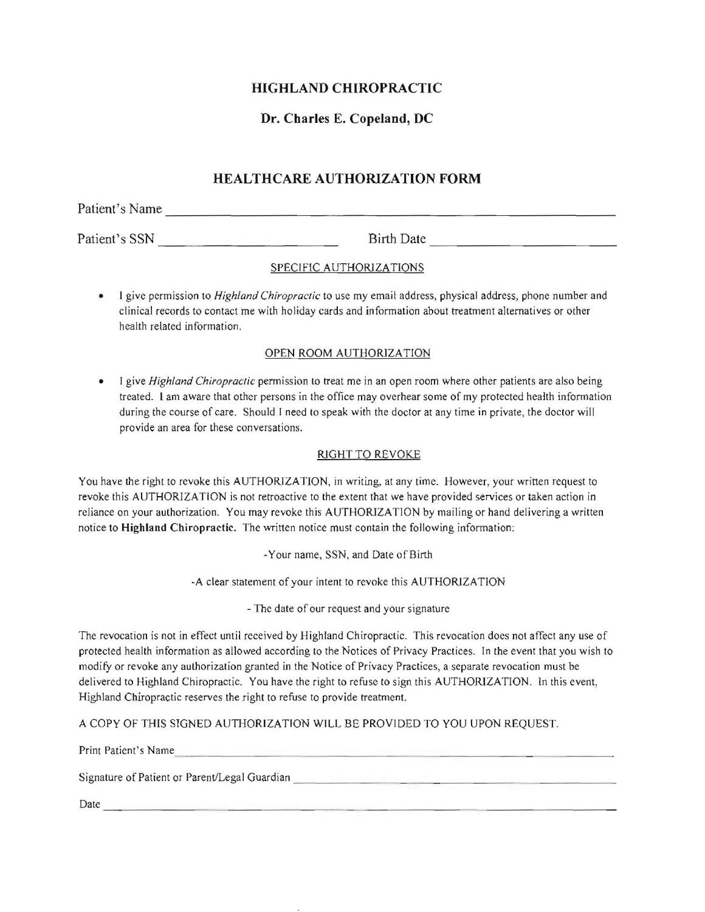# HIGHLAND CHIROPRACTIC

## Dr. Charles E. Copeland, DC

## HEALTHCARE AUTHORIZATION FORM

Patient's Name ______________________________________________

Patient's SSN ______________________ Birth Date ______________________

SPECIFIC AUTHORIZATIONS

- I give permission to *Highland Chiropractic* to use my email address, physical address, phone number and clinical records to contact me with holiday cards and information about treatment alternatives or other health related information.

OPEN ROOM AUTHORIZATION

- I give *Highland Chiropractic* permission to treat me in an open room where other patients are also being treated. I am aware that other persons in the office may overhear some of my protected health information during the course of care. Should I need to speak with the doctor at any time in private, the doctor will provide an area for these conversations.

RIGHT TO REVOKE

You have the right to revoke this AUTHORIZATION, in writing, at any time. However, your written request to revoke this AUTHORIZATION is not retroactive to the extent that we have provided services or taken action in reliance on your authorization. You may revoke this AUTHORIZATION by mailing or hand delivering a written notice to **Highland Chiropractic.** The written notice must contain the following information:

-Your name, SSN, and Date of Birth

-A clear statement of your intent to revoke this AUTHORIZATION

- The date of our request and your signature

The revocation is not in effect until received by Highland Chiropractic. This revocation does not affect any use of protected health information as allowed according to the Notices of Privacy Practices. In the event that you wish to modify or revoke any authorization granted in the Notice of Privacy Practices, a separate revocation must be delivered to Highland Chiropractic. You have the right to refuse to sign this AUTHORIZATION. In this event, Highland Chiropractic reserves the right to refuse to provide treatment.

A COPY OF THIS SIGNED AUTHORIZATION WILL BE PROVIDED TO YOU UPON REQUEST.

Print Patient's Name ______________________________________________

Signature of Patient or Parent/Legal Guardian ______________________________

Date ______________________________________________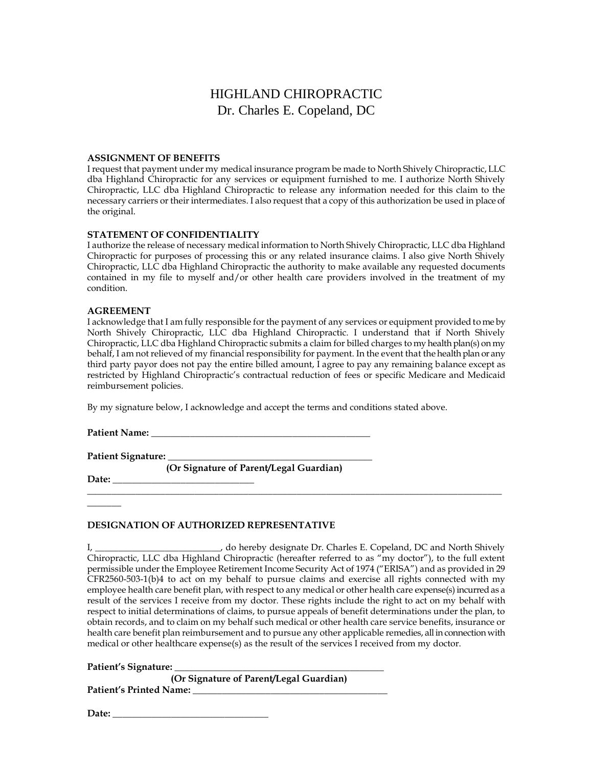# HIGHLAND CHIROPRACTIC
## Dr. Charles E. Copeland, DC

**ASSIGNMENT OF BENEFITS**

I request that payment under my medical insurance program be made to North Shively Chiropractic, LLC dba Highland Chiropractic for any services or equipment furnished to me. I authorize North Shively Chiropractic, LLC dba Highland Chiropractic to release any information needed for this claim to the necessary carriers or their intermediates. I also request that a copy of this authorization be used in place of the original.

**STATEMENT OF CONFIDENTIALITY**

I authorize the release of necessary medical information to North Shively Chiropractic, LLC dba Highland Chiropractic for purposes of processing this or any related insurance claims. I also give North Shively Chiropractic, LLC dba Highland Chiropractic the authority to make available any requested documents contained in my file to myself and/or other health care providers involved in the treatment of my condition.

**AGREEMENT**

I acknowledge that I am fully responsible for the payment of any services or equipment provided to me by North Shively Chiropractic, LLC dba Highland Chiropractic. I understand that if North Shively Chiropractic, LLC dba Highland Chiropractic submits a claim for billed charges to my health plan(s) on my behalf, I am not relieved of my financial responsibility for payment. In the event that the health plan or any third party payor does not pay the entire billed amount, I agree to pay any remaining balance except as restricted by Highland Chiropractic's contractual reduction of fees or specific Medicare and Medicaid reimbursement policies.

By my signature below, I acknowledge and accept the terms and conditions stated above.

**Patient Name:** ___________________________________________________

**Patient Signature:** ____________________________________________
**(Or Signature of Parent/Legal Guardian)**

**Date:** ______________________________

_______________________________________________________________________________________________

**DESIGNATION OF AUTHORIZED REPRESENTATIVE**

I, ___________________________, do hereby designate Dr. Charles E. Copeland, DC and North Shively Chiropractic, LLC dba Highland Chiropractic (hereafter referred to as "my doctor"), to the full extent permissible under the Employee Retirement Income Security Act of 1974 ("ERISA") and as provided in 29 CFR2560-503-1(b)4 to act on my behalf to pursue claims and exercise all rights connected with my employee health care benefit plan, with respect to any medical or other health care expense(s) incurred as a result of the services I receive from my doctor. These rights include the right to act on my behalf with respect to initial determinations of claims, to pursue appeals of benefit determinations under the plan, to obtain records, and to claim on my behalf such medical or other health care service benefits, insurance or health care benefit plan reimbursement and to pursue any other applicable remedies, all in connection with medical or other healthcare expense(s) as the result of the services I received from my doctor.

**Patient's Signature:** _____________________________________________
**(Or Signature of Parent/Legal Guardian)**

**Patient's Printed Name:** ___________________________________________

**Date:** _________________________________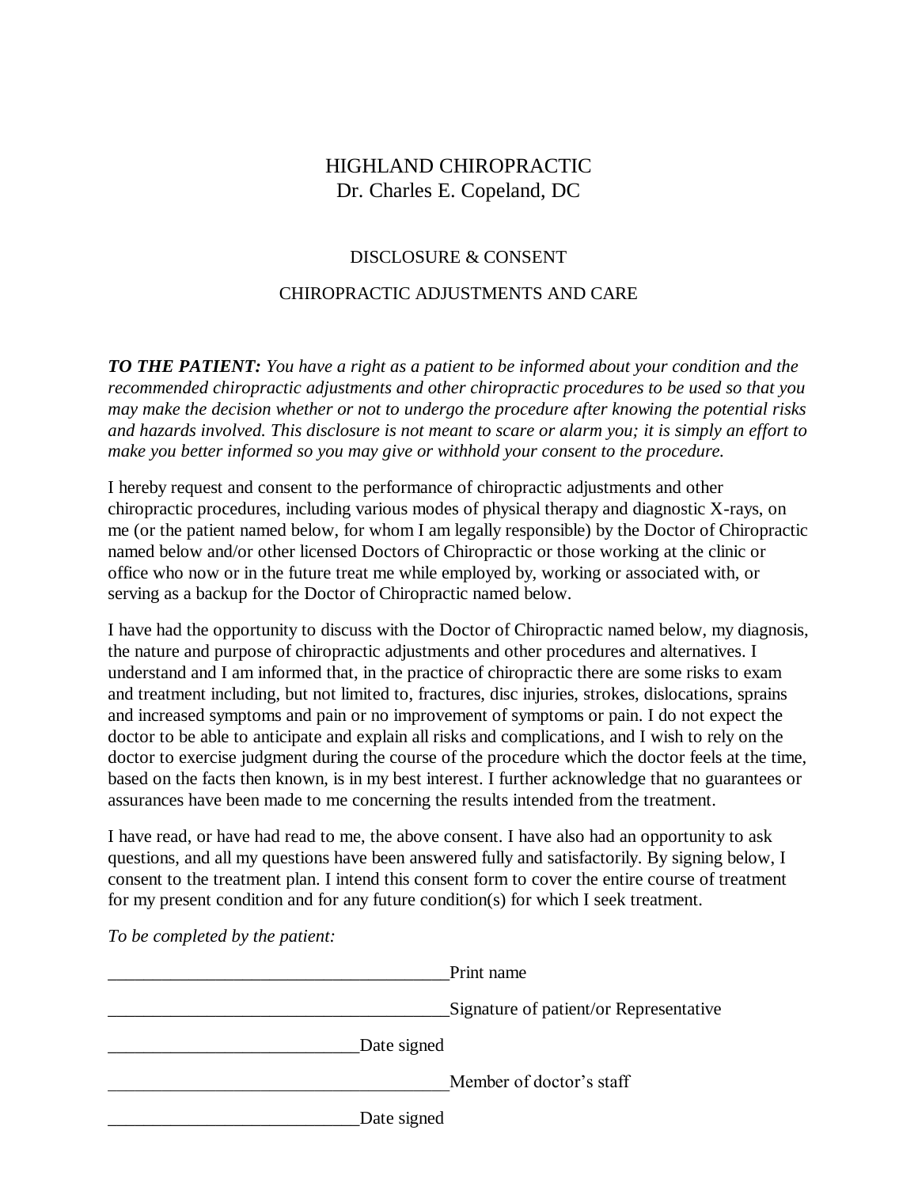# HIGHLAND CHIROPRACTIC

Dr. Charles E. Copeland, DC

## DISCLOSURE & CONSENT

## CHIROPRACTIC ADJUSTMENTS AND CARE

***TO THE PATIENT:*** *You have a right as a patient to be informed about your condition and the recommended chiropractic adjustments and other chiropractic procedures to be used so that you may make the decision whether or not to undergo the procedure after knowing the potential risks and hazards involved. This disclosure is not meant to scare or alarm you; it is simply an effort to make you better informed so you may give or withhold your consent to the procedure.*

I hereby request and consent to the performance of chiropractic adjustments and other chiropractic procedures, including various modes of physical therapy and diagnostic X-rays, on me (or the patient named below, for whom I am legally responsible) by the Doctor of Chiropractic named below and/or other licensed Doctors of Chiropractic or those working at the clinic or office who now or in the future treat me while employed by, working or associated with, or serving as a backup for the Doctor of Chiropractic named below.

I have had the opportunity to discuss with the Doctor of Chiropractic named below, my diagnosis, the nature and purpose of chiropractic adjustments and other procedures and alternatives. I understand and I am informed that, in the practice of chiropractic there are some risks to exam and treatment including, but not limited to, fractures, disc injuries, strokes, dislocations, sprains and increased symptoms and pain or no improvement of symptoms or pain. I do not expect the doctor to be able to anticipate and explain all risks and complications, and I wish to rely on the doctor to exercise judgment during the course of the procedure which the doctor feels at the time, based on the facts then known, is in my best interest. I further acknowledge that no guarantees or assurances have been made to me concerning the results intended from the treatment.

I have read, or have had read to me, the above consent. I have also had an opportunity to ask questions, and all my questions have been answered fully and satisfactorily. By signing below, I consent to the treatment plan. I intend this consent form to cover the entire course of treatment for my present condition and for any future condition(s) for which I seek treatment.

*To be completed by the patient:*

_______________________________________Print name

_______________________________________Signature of patient/or Representative

____________________________Date signed

_______________________________________Member of doctor's staff

____________________________Date signed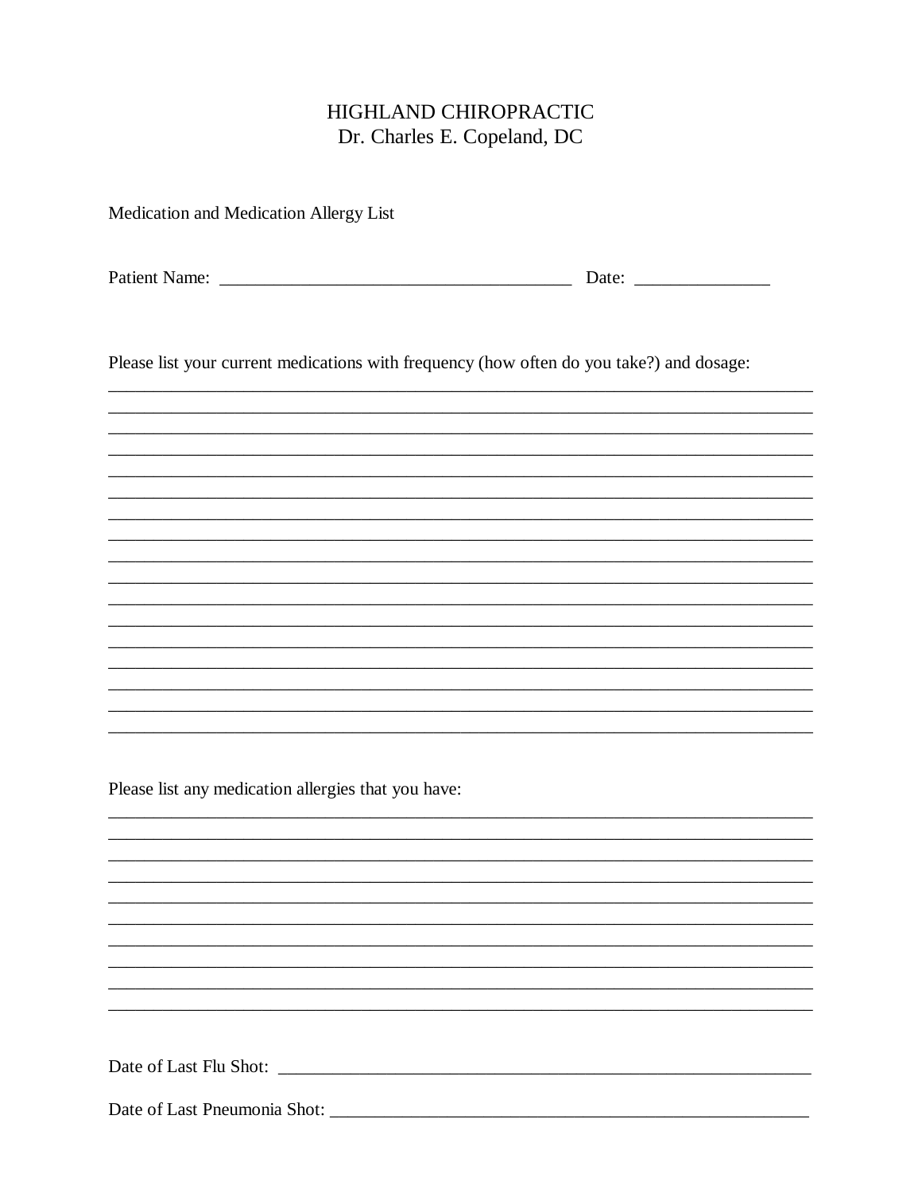# HIGHLAND CHIROPRACTIC

Dr. Charles E. Copeland, DC

Medication and Medication Allergy List

Patient Name: ________________________________________ Date: _______________

Please list your current medications with frequency (how often do you take?) and dosage:

________________________________________________________________________________

________________________________________________________________________________

________________________________________________________________________________

________________________________________________________________________________

________________________________________________________________________________

________________________________________________________________________________

________________________________________________________________________________

________________________________________________________________________________

________________________________________________________________________________

________________________________________________________________________________

________________________________________________________________________________

________________________________________________________________________________

________________________________________________________________________________

________________________________________________________________________________

________________________________________________________________________________

________________________________________________________________________________

Please list any medication allergies that you have:

________________________________________________________________________________

________________________________________________________________________________

________________________________________________________________________________

________________________________________________________________________________

________________________________________________________________________________

________________________________________________________________________________

________________________________________________________________________________

________________________________________________________________________________

________________________________________________________________________________

________________________________________________________________________________

Date of Last Flu Shot: ____________________________________________________________

Date of Last Pneumonia Shot: ______________________________________________________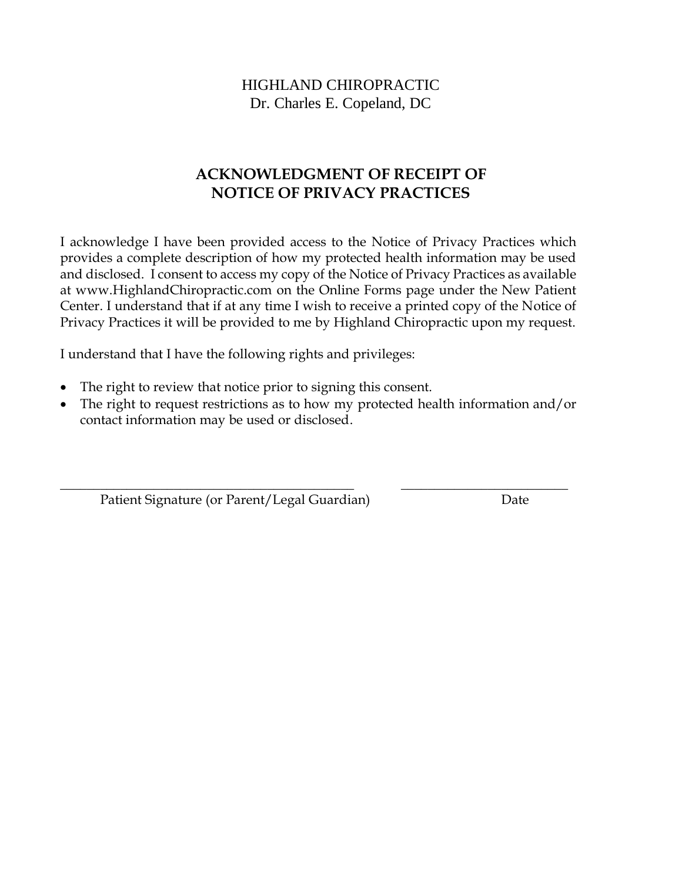HIGHLAND CHIROPRACTIC

Dr. Charles E. Copeland, DC

# ACKNOWLEDGMENT OF RECEIPT OF NOTICE OF PRIVACY PRACTICES

I acknowledge I have been provided access to the Notice of Privacy Practices which provides a complete description of how my protected health information may be used and disclosed. I consent to access my copy of the Notice of Privacy Practices as available at www.HighlandChiropractic.com on the Online Forms page under the New Patient Center. I understand that if at any time I wish to receive a printed copy of the Notice of Privacy Practices it will be provided to me by Highland Chiropractic upon my request.

I understand that I have the following rights and privileges:

- The right to review that notice prior to signing this consent.
- The right to request restrictions as to how my protected health information and/or contact information may be used or disclosed.

_____________________________________________ _________________________

Patient Signature (or Parent/Legal Guardian) Date